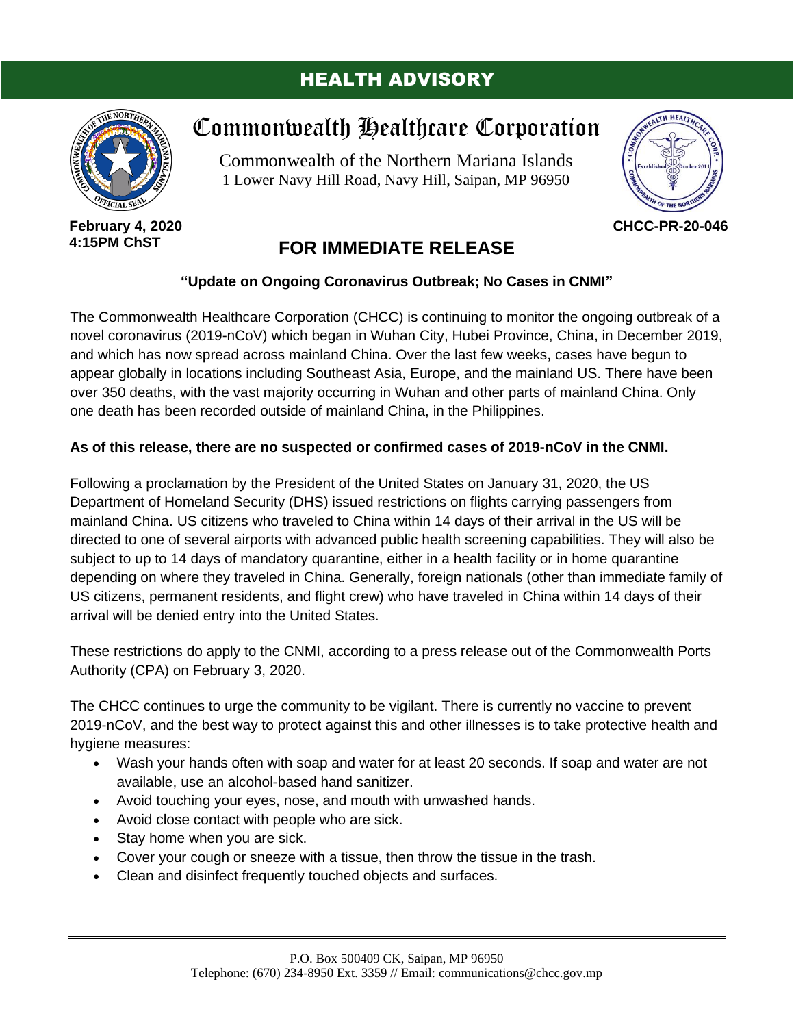# HEALTH ADVISORY

# Commonwealth Healthcare Corporation

Commonwealth of the Northern Mariana Islands
1 Lower Navy Hill Road, Navy Hill, Saipan, MP 96950

**February 4, 2020**
**4:15PM ChST**

**CHCC-PR-20-046**

## FOR IMMEDIATE RELEASE

**"Update on Ongoing Coronavirus Outbreak; No Cases in CNMI"**

The Commonwealth Healthcare Corporation (CHCC) is continuing to monitor the ongoing outbreak of a novel coronavirus (2019-nCoV) which began in Wuhan City, Hubei Province, China, in December 2019, and which has now spread across mainland China. Over the last few weeks, cases have begun to appear globally in locations including Southeast Asia, Europe, and the mainland US. There have been over 350 deaths, with the vast majority occurring in Wuhan and other parts of mainland China. Only one death has been recorded outside of mainland China, in the Philippines.

**As of this release, there are no suspected or confirmed cases of 2019-nCoV in the CNMI.**

Following a proclamation by the President of the United States on January 31, 2020, the US Department of Homeland Security (DHS) issued restrictions on flights carrying passengers from mainland China. US citizens who traveled to China within 14 days of their arrival in the US will be directed to one of several airports with advanced public health screening capabilities. They will also be subject to up to 14 days of mandatory quarantine, either in a health facility or in home quarantine depending on where they traveled in China. Generally, foreign nationals (other than immediate family of US citizens, permanent residents, and flight crew) who have traveled in China within 14 days of their arrival will be denied entry into the United States.

These restrictions do apply to the CNMI, according to a press release out of the Commonwealth Ports Authority (CPA) on February 3, 2020.

The CHCC continues to urge the community to be vigilant. There is currently no vaccine to prevent 2019-nCoV, and the best way to protect against this and other illnesses is to take protective health and hygiene measures:

- Wash your hands often with soap and water for at least 20 seconds. If soap and water are not available, use an alcohol-based hand sanitizer.
- Avoid touching your eyes, nose, and mouth with unwashed hands.
- Avoid close contact with people who are sick.
- Stay home when you are sick.
- Cover your cough or sneeze with a tissue, then throw the tissue in the trash.
- Clean and disinfect frequently touched objects and surfaces.

P.O. Box 500409 CK, Saipan, MP 96950
Telephone: (670) 234-8950 Ext. 3359 // Email: communications@chcc.gov.mp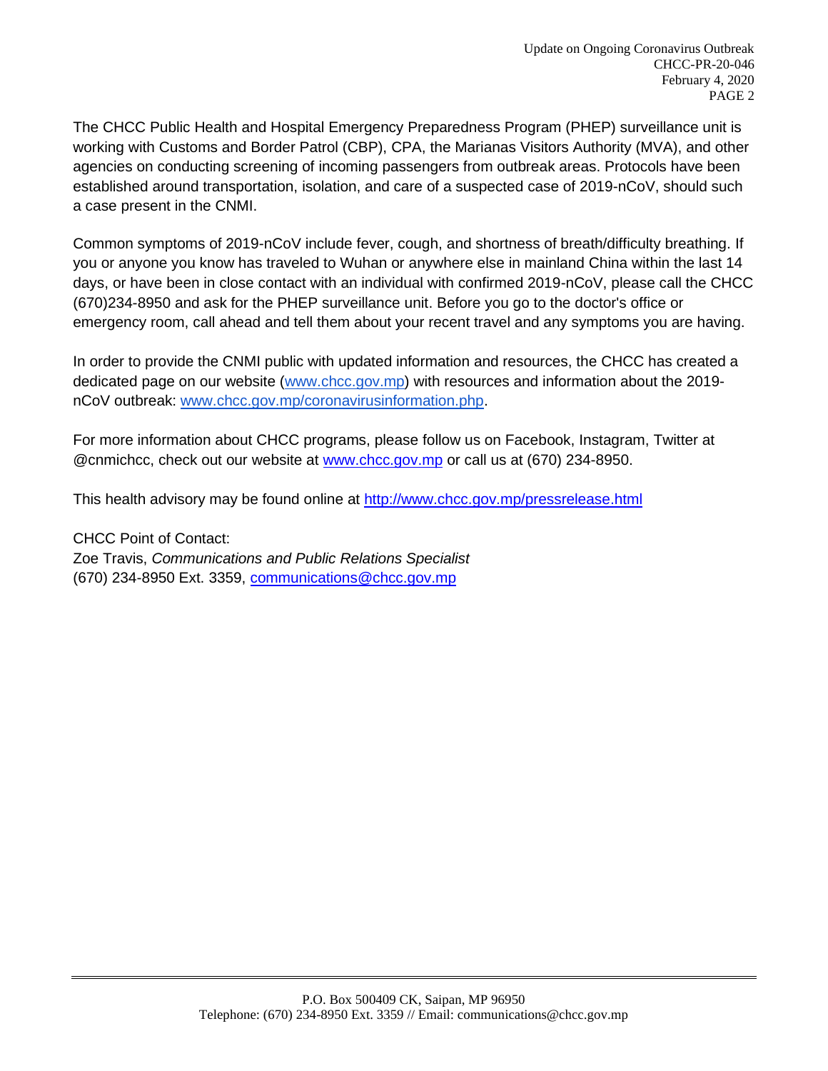The CHCC Public Health and Hospital Emergency Preparedness Program (PHEP) surveillance unit is working with Customs and Border Patrol (CBP), CPA, the Marianas Visitors Authority (MVA), and other agencies on conducting screening of incoming passengers from outbreak areas. Protocols have been established around transportation, isolation, and care of a suspected case of 2019-nCoV, should such a case present in the CNMI.

Common symptoms of 2019-nCoV include fever, cough, and shortness of breath/difficulty breathing. If you or anyone you know has traveled to Wuhan or anywhere else in mainland China within the last 14 days, or have been in close contact with an individual with confirmed 2019-nCoV, please call the CHCC (670)234-8950 and ask for the PHEP surveillance unit. Before you go to the doctor's office or emergency room, call ahead and tell them about your recent travel and any symptoms you are having.

In order to provide the CNMI public with updated information and resources, the CHCC has created a dedicated page on our website (www.chcc.gov.mp) with resources and information about the 2019-nCoV outbreak: www.chcc.gov.mp/coronavirusinformation.php.

For more information about CHCC programs, please follow us on Facebook, Instagram, Twitter at @cnmichcc, check out our website at www.chcc.gov.mp or call us at (670) 234-8950.

This health advisory may be found online at http://www.chcc.gov.mp/pressrelease.html

CHCC Point of Contact:
Zoe Travis, *Communications and Public Relations Specialist*
(670) 234-8950 Ext. 3359, communications@chcc.gov.mp